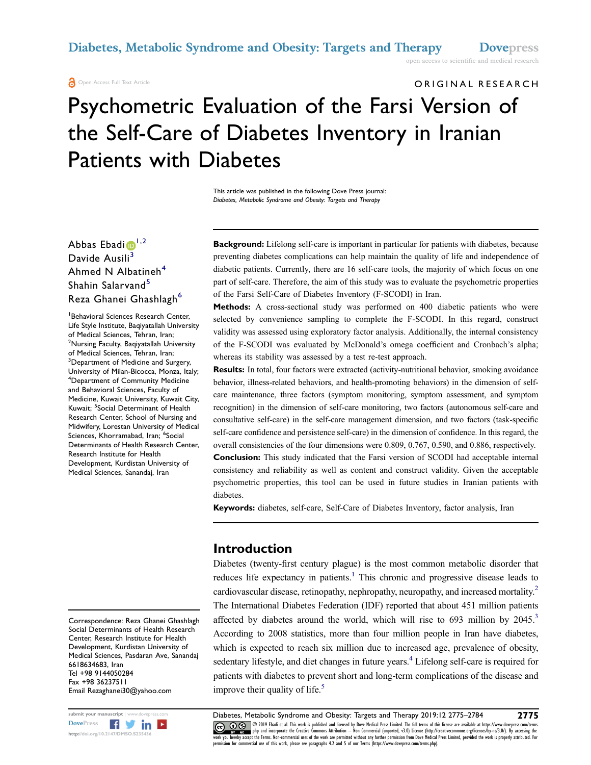ORIGINAL RESEARCH

# Psychometric Evaluation of the Farsi Version of the Self-Care of Diabetes Inventory in Iranian Patients with Diabetes

This article was published in the following Dove Press journal:
*Diabetes, Metabolic Syndrome and Obesity: Targets and Therapy*

Abbas Ebadi[1,2]
Davide Ausili[3]
Ahmed N Albatineh[4]
Shahin Salarvand[5]
Reza Ghanei Ghashlagh[6]

[1]Behavioral Sciences Research Center, Life Style Institute, Baqiyatallah University of Medical Sciences, Tehran, Iran; [2]Nursing Faculty, Baqiyatallah University of Medical Sciences, Tehran, Iran; [3]Department of Medicine and Surgery, University of Milan-Bicocca, Monza, Italy; [4]Department of Community Medicine and Behavioral Sciences, Faculty of Medicine, Kuwait University, Kuwait City, Kuwait; [5]Social Determinant of Health Research Center, School of Nursing and Midwifery, Lorestan University of Medical Sciences, Khorramabad, Iran; [6]Social Determinants of Health Research Center, Research Institute for Health Development, Kurdistan University of Medical Sciences, Sanandaj, Iran

**Background:** Lifelong self-care is important in particular for patients with diabetes, because preventing diabetes complications can help maintain the quality of life and independence of diabetic patients. Currently, there are 16 self-care tools, the majority of which focus on one part of self-care. Therefore, the aim of this study was to evaluate the psychometric properties of the Farsi Self-Care of Diabetes Inventory (F-SCODI) in Iran.

**Methods:** A cross-sectional study was performed on 400 diabetic patients who were selected by convenience sampling to complete the F-SCODI. In this regard, construct validity was assessed using exploratory factor analysis. Additionally, the internal consistency of the F-SCODI was evaluated by McDonald's omega coefficient and Cronbach's alpha; whereas its stability was assessed by a test re-test approach.

**Results:** In total, four factors were extracted (activity-nutritional behavior, smoking avoidance behavior, illness-related behaviors, and health-promoting behaviors) in the dimension of self-care maintenance, three factors (symptom monitoring, symptom assessment, and symptom recognition) in the dimension of self-care monitoring, two factors (autonomous self-care and consultative self-care) in the self-care management dimension, and two factors (task-specific self-care confidence and persistence self-care) in the dimension of confidence. In this regard, the overall consistencies of the four dimensions were 0.809, 0.767, 0.590, and 0.886, respectively.

**Conclusion:** This study indicated that the Farsi version of SCODI had acceptable internal consistency and reliability as well as content and construct validity. Given the acceptable psychometric properties, this tool can be used in future studies in Iranian patients with diabetes.

**Keywords:** diabetes, self-care, Self-Care of Diabetes Inventory, factor analysis, Iran

## Introduction

Diabetes (twenty-first century plague) is the most common metabolic disorder that reduces life expectancy in patients.[1] This chronic and progressive disease leads to cardiovascular disease, retinopathy, nephropathy, neuropathy, and increased mortality.[2] The International Diabetes Federation (IDF) reported that about 451 million patients affected by diabetes around the world, which will rise to 693 million by 2045.[3] According to 2008 statistics, more than four million people in Iran have diabetes, which is expected to reach six million due to increased age, prevalence of obesity, sedentary lifestyle, and diet changes in future years.[4] Lifelong self-care is required for patients with diabetes to prevent short and long-term complications of the disease and improve their quality of life.[5]

Correspondence: Reza Ghanei Ghashlagh
Social Determinants of Health Research Center, Research Institute for Health Development, Kurdistan University of Medical Sciences, Pasdaran Ave, Sanandaj 6618634683, Iran
Tel +98 9144050284
Fax +98 36237511
Email Rezaghanei30@yahoo.com

© 2019 Ebadi et al. This work is published and licensed by Dove Medical Press Limited. The full terms of this license are available at https://www.dovepress.com/terms.php and incorporate the Creative Commons Attribution – Non Commercial (unported, v3.0) License (http://creativecommons.org/licenses/by-nc/3.0/). By accessing the work you hereby accept the Terms. Non-commercial uses of the work are permitted without any further permission from Dove Medical Press Limited, provided the work is properly attributed. For permission for commercial use of this work, please see paragraphs 4.2 and 5 of our Terms (https://www.dovepress.com/terms.php).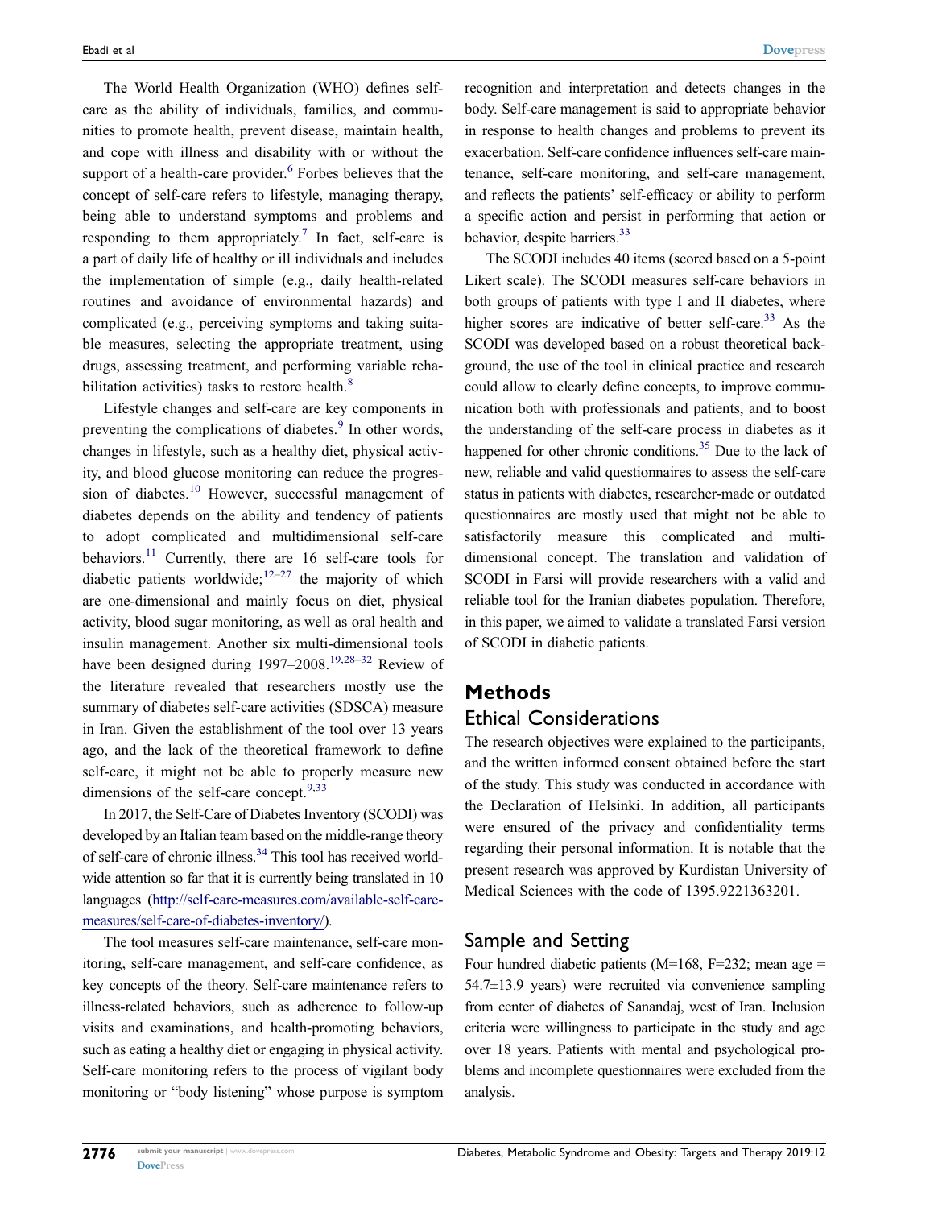The World Health Organization (WHO) defines self-care as the ability of individuals, families, and communities to promote health, prevent disease, maintain health, and cope with illness and disability with or without the support of a health-care provider.[6] Forbes believes that the concept of self-care refers to lifestyle, managing therapy, being able to understand symptoms and problems and responding to them appropriately.[7] In fact, self-care is a part of daily life of healthy or ill individuals and includes the implementation of simple (e.g., daily health-related routines and avoidance of environmental hazards) and complicated (e.g., perceiving symptoms and taking suitable measures, selecting the appropriate treatment, using drugs, assessing treatment, and performing variable rehabilitation activities) tasks to restore health.[8]

Lifestyle changes and self-care are key components in preventing the complications of diabetes.[9] In other words, changes in lifestyle, such as a healthy diet, physical activity, and blood glucose monitoring can reduce the progression of diabetes.[10] However, successful management of diabetes depends on the ability and tendency of patients to adopt complicated and multidimensional self-care behaviors.[11] Currently, there are 16 self-care tools for diabetic patients worldwide;[12–27] the majority of which are one-dimensional and mainly focus on diet, physical activity, blood sugar monitoring, as well as oral health and insulin management. Another six multi-dimensional tools have been designed during 1997–2008.[19,28–32] Review of the literature revealed that researchers mostly use the summary of diabetes self-care activities (SDSCA) measure in Iran. Given the establishment of the tool over 13 years ago, and the lack of the theoretical framework to define self-care, it might not be able to properly measure new dimensions of the self-care concept.[9,33]

In 2017, the Self-Care of Diabetes Inventory (SCODI) was developed by an Italian team based on the middle-range theory of self-care of chronic illness.[34] This tool has received worldwide attention so far that it is currently being translated in 10 languages (http://self-care-measures.com/available-self-care-measures/self-care-of-diabetes-inventory/).

The tool measures self-care maintenance, self-care monitoring, self-care management, and self-care confidence, as key concepts of the theory. Self-care maintenance refers to illness-related behaviors, such as adherence to follow-up visits and examinations, and health-promoting behaviors, such as eating a healthy diet or engaging in physical activity. Self-care monitoring refers to the process of vigilant body monitoring or "body listening" whose purpose is symptom recognition and interpretation and detects changes in the body. Self-care management is said to appropriate behavior in response to health changes and problems to prevent its exacerbation. Self-care confidence influences self-care maintenance, self-care monitoring, and self-care management, and reflects the patients' self-efficacy or ability to perform a specific action and persist in performing that action or behavior, despite barriers.[33]

The SCODI includes 40 items (scored based on a 5-point Likert scale). The SCODI measures self-care behaviors in both groups of patients with type I and II diabetes, where higher scores are indicative of better self-care.[33] As the SCODI was developed based on a robust theoretical background, the use of the tool in clinical practice and research could allow to clearly define concepts, to improve communication both with professionals and patients, and to boost the understanding of the self-care process in diabetes as it happened for other chronic conditions.[35] Due to the lack of new, reliable and valid questionnaires to assess the self-care status in patients with diabetes, researcher-made or outdated questionnaires are mostly used that might not be able to satisfactorily measure this complicated and multi-dimensional concept. The translation and validation of SCODI in Farsi will provide researchers with a valid and reliable tool for the Iranian diabetes population. Therefore, in this paper, we aimed to validate a translated Farsi version of SCODI in diabetic patients.

## Methods

### Ethical Considerations

The research objectives were explained to the participants, and the written informed consent obtained before the start of the study. This study was conducted in accordance with the Declaration of Helsinki. In addition, all participants were ensured of the privacy and confidentiality terms regarding their personal information. It is notable that the present research was approved by Kurdistan University of Medical Sciences with the code of 1395.9221363201.

### Sample and Setting

Four hundred diabetic patients (M=168, F=232; mean age = 54.7±13.9 years) were recruited via convenience sampling from center of diabetes of Sanandaj, west of Iran. Inclusion criteria were willingness to participate in the study and age over 18 years. Patients with mental and psychological problems and incomplete questionnaires were excluded from the analysis.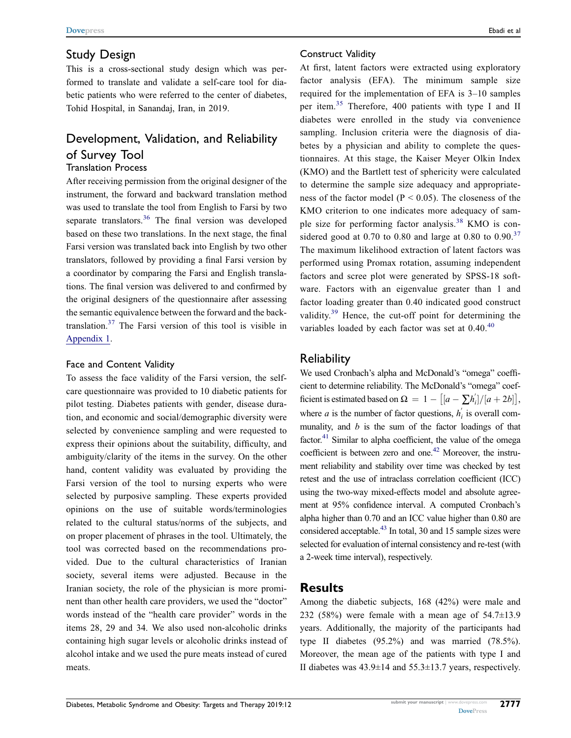## Study Design

This is a cross-sectional study design which was performed to translate and validate a self-care tool for diabetic patients who were referred to the center of diabetes, Tohid Hospital, in Sanandaj, Iran, in 2019.

## Development, Validation, and Reliability of Survey Tool

### Translation Process

After receiving permission from the original designer of the instrument, the forward and backward translation method was used to translate the tool from English to Farsi by two separate translators.[36] The final version was developed based on these two translations. In the next stage, the final Farsi version was translated back into English by two other translators, followed by providing a final Farsi version by a coordinator by comparing the Farsi and English translations. The final version was delivered to and confirmed by the original designers of the questionnaire after assessing the semantic equivalence between the forward and the back-translation.[37] The Farsi version of this tool is visible in Appendix 1.

### Face and Content Validity

To assess the face validity of the Farsi version, the self-care questionnaire was provided to 10 diabetic patients for pilot testing. Diabetes patients with gender, disease duration, and economic and social/demographic diversity were selected by convenience sampling and were requested to express their opinions about the suitability, difficulty, and ambiguity/clarity of the items in the survey. On the other hand, content validity was evaluated by providing the Farsi version of the tool to nursing experts who were selected by purposive sampling. These experts provided opinions on the use of suitable words/terminologies related to the cultural status/norms of the subjects, and on proper placement of phrases in the tool. Ultimately, the tool was corrected based on the recommendations provided. Due to the cultural characteristics of Iranian society, several items were adjusted. Because in the Iranian society, the role of the physician is more prominent than other health care providers, we used the "doctor" words instead of the "health care provider" words in the items 28, 29 and 34. We also used non-alcoholic drinks containing high sugar levels or alcoholic drinks instead of alcohol intake and we used the pure meats instead of cured meats.

### Construct Validity

At first, latent factors were extracted using exploratory factor analysis (EFA). The minimum sample size required for the implementation of EFA is 3–10 samples per item.[35] Therefore, 400 patients with type I and II diabetes were enrolled in the study via convenience sampling. Inclusion criteria were the diagnosis of diabetes by a physician and ability to complete the questionnaires. At this stage, the Kaiser Meyer Olkin Index (KMO) and the Bartlett test of sphericity were calculated to determine the sample size adequacy and appropriateness of the factor model ($P < 0.05$). The closeness of the KMO criterion to one indicates more adequacy of sample size for performing factor analysis.[38] KMO is considered good at 0.70 to 0.80 and large at 0.80 to 0.90.[37] The maximum likelihood extraction of latent factors was performed using Promax rotation, assuming independent factors and scree plot were generated by SPSS-18 software. Factors with an eigenvalue greater than 1 and factor loading greater than 0.40 indicated good construct validity.[39] Hence, the cut-off point for determining the variables loaded by each factor was set at 0.40.[40]

## Reliability

We used Cronbach's alpha and McDonald's "omega" coefficient to determine reliability. The McDonald's "omega" coefficient is estimated based on $\Omega = 1 - \left[\left[a - \sum h_i^{'}\right] / \left[a + 2b\right]\right]$, where $a$ is the number of factor questions, $h_i^{'}$ is overall communality, and $b$ is the sum of the factor loadings of that factor.[41] Similar to alpha coefficient, the value of the omega coefficient is between zero and one.[42] Moreover, the instrument reliability and stability over time was checked by test retest and the use of intraclass correlation coefficient (ICC) using the two-way mixed-effects model and absolute agreement at 95% confidence interval. A computed Cronbach's alpha higher than 0.70 and an ICC value higher than 0.80 are considered acceptable.[43] In total, 30 and 15 sample sizes were selected for evaluation of internal consistency and re-test (with a 2-week time interval), respectively.

## Results

Among the diabetic subjects, 168 (42%) were male and 232 (58%) were female with a mean age of 54.7±13.9 years. Additionally, the majority of the participants had type II diabetes (95.2%) and was married (78.5%). Moreover, the mean age of the patients with type I and II diabetes was 43.9±14 and 55.3±13.7 years, respectively.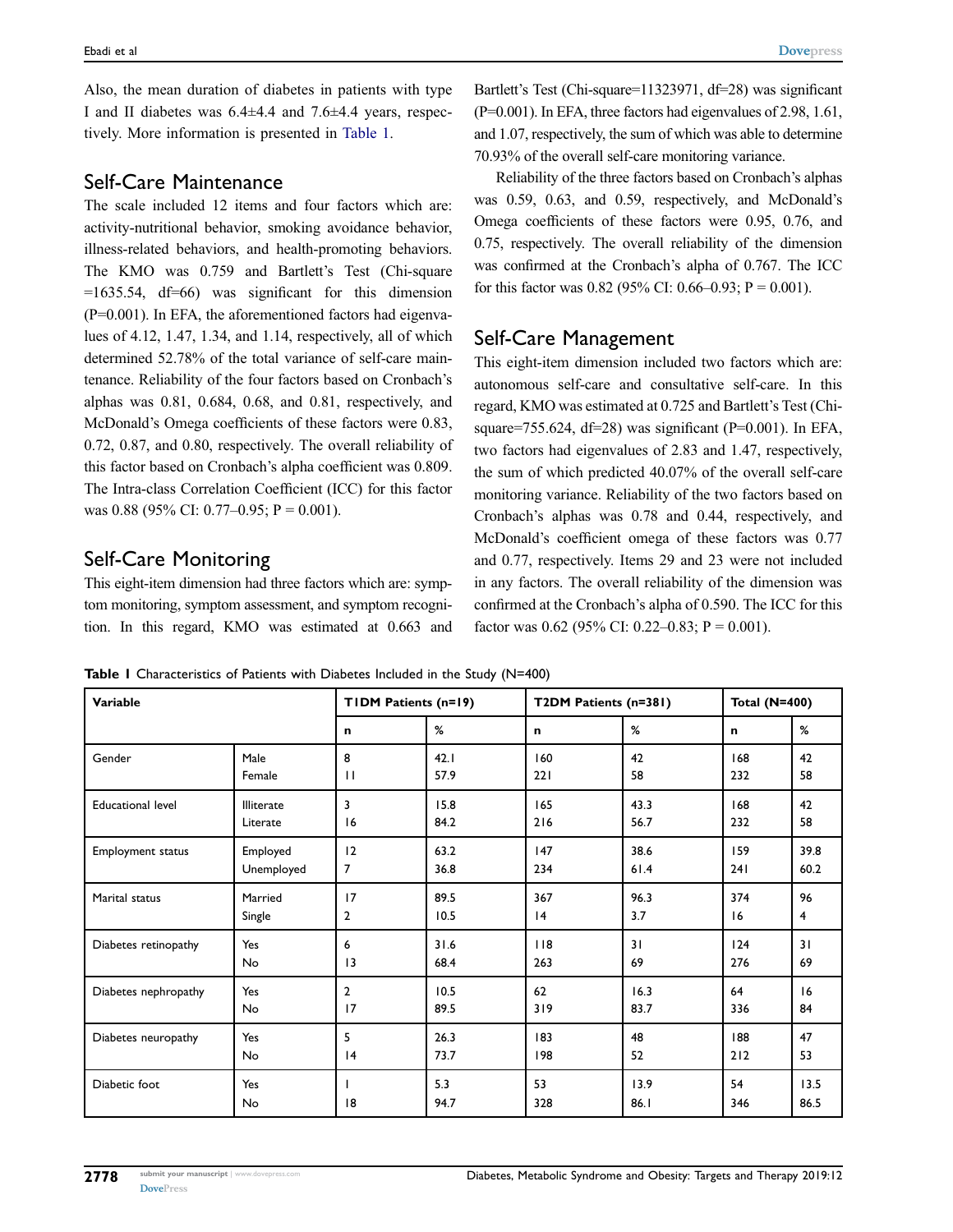Also, the mean duration of diabetes in patients with type I and II diabetes was 6.4±4.4 and 7.6±4.4 years, respectively. More information is presented in Table 1.

## Self-Care Maintenance

The scale included 12 items and four factors which are: activity-nutritional behavior, smoking avoidance behavior, illness-related behaviors, and health-promoting behaviors. The KMO was 0.759 and Bartlett's Test (Chi-square =1635.54, df=66) was significant for this dimension (P=0.001). In EFA, the aforementioned factors had eigenvalues of 4.12, 1.47, 1.34, and 1.14, respectively, all of which determined 52.78% of the total variance of self-care maintenance. Reliability of the four factors based on Cronbach's alphas was 0.81, 0.684, 0.68, and 0.81, respectively, and McDonald's Omega coefficients of these factors were 0.83, 0.72, 0.87, and 0.80, respectively. The overall reliability of this factor based on Cronbach's alpha coefficient was 0.809. The Intra-class Correlation Coefficient (ICC) for this factor was 0.88 (95% CI: 0.77–0.95; P = 0.001).

## Self-Care Monitoring

This eight-item dimension had three factors which are: symptom monitoring, symptom assessment, and symptom recognition. In this regard, KMO was estimated at 0.663 and Bartlett's Test (Chi-square=11323971, df=28) was significant (P=0.001). In EFA, three factors had eigenvalues of 2.98, 1.61, and 1.07, respectively, the sum of which was able to determine 70.93% of the overall self-care monitoring variance.

Reliability of the three factors based on Cronbach's alphas was 0.59, 0.63, and 0.59, respectively, and McDonald's Omega coefficients of these factors were 0.95, 0.76, and 0.75, respectively. The overall reliability of the dimension was confirmed at the Cronbach's alpha of 0.767. The ICC for this factor was 0.82 (95% CI: 0.66–0.93; P = 0.001).

## Self-Care Management

This eight-item dimension included two factors which are: autonomous self-care and consultative self-care. In this regard, KMO was estimated at 0.725 and Bartlett's Test (Chi-square=755.624, df=28) was significant (P=0.001). In EFA, two factors had eigenvalues of 2.83 and 1.47, respectively, the sum of which predicted 40.07% of the overall self-care monitoring variance. Reliability of the two factors based on Cronbach's alphas was 0.78 and 0.44, respectively, and McDonald's coefficient omega of these factors was 0.77 and 0.77, respectively. Items 29 and 23 were not included in any factors. The overall reliability of the dimension was confirmed at the Cronbach's alpha of 0.590. The ICC for this factor was 0.62 (95% CI: 0.22–0.83; P = 0.001).

**Table 1** Characteristics of Patients with Diabetes Included in the Study (N=400)

| Variable | | T1DM Patients (n=19) | | T2DM Patients (n=381) | | Total (N=400) | |
|---|---|---|---|---|---|---|---|
| | | n | % | n | % | n | % |
| Gender | Male | 8 | 42.1 | 160 | 42 | 168 | 42 |
| | Female | 11 | 57.9 | 221 | 58 | 232 | 58 |
| Educational level | Illiterate | 3 | 15.8 | 165 | 43.3 | 168 | 42 |
| | Literate | 16 | 84.2 | 216 | 56.7 | 232 | 58 |
| Employment status | Employed | 12 | 63.2 | 147 | 38.6 | 159 | 39.8 |
| | Unemployed | 7 | 36.8 | 234 | 61.4 | 241 | 60.2 |
| Marital status | Married | 17 | 89.5 | 367 | 96.3 | 374 | 96 |
| | Single | 2 | 10.5 | 14 | 3.7 | 16 | 4 |
| Diabetes retinopathy | Yes | 6 | 31.6 | 118 | 31 | 124 | 31 |
| | No | 13 | 68.4 | 263 | 69 | 276 | 69 |
| Diabetes nephropathy | Yes | 2 | 10.5 | 62 | 16.3 | 64 | 16 |
| | No | 17 | 89.5 | 319 | 83.7 | 336 | 84 |
| Diabetes neuropathy | Yes | 5 | 26.3 | 183 | 48 | 188 | 47 |
| | No | 14 | 73.7 | 198 | 52 | 212 | 53 |
| Diabetic foot | Yes | 1 | 5.3 | 53 | 13.9 | 54 | 13.5 |
| | No | 18 | 94.7 | 328 | 86.1 | 346 | 86.5 |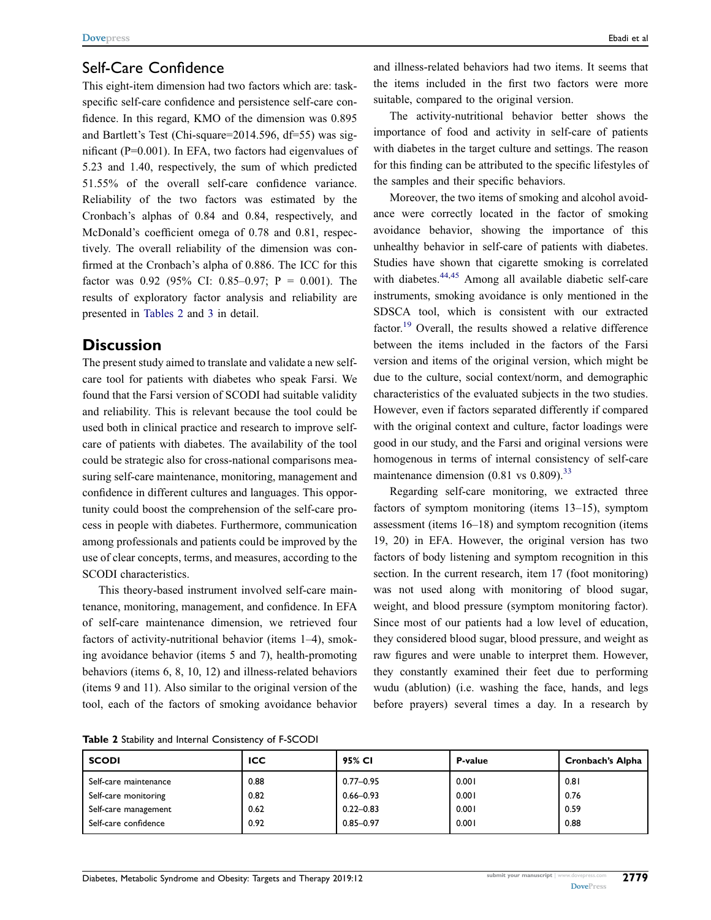## Self-Care Confidence

This eight-item dimension had two factors which are: task-specific self-care confidence and persistence self-care confidence. In this regard, KMO of the dimension was 0.895 and Bartlett's Test (Chi-square=2014.596, df=55) was significant (P=0.001). In EFA, two factors had eigenvalues of 5.23 and 1.40, respectively, the sum of which predicted 51.55% of the overall self-care confidence variance. Reliability of the two factors was estimated by the Cronbach's alphas of 0.84 and 0.84, respectively, and McDonald's coefficient omega of 0.78 and 0.81, respectively. The overall reliability of the dimension was confirmed at the Cronbach's alpha of 0.886. The ICC for this factor was 0.92 (95% CI: 0.85–0.97; P = 0.001). The results of exploratory factor analysis and reliability are presented in Tables 2 and 3 in detail.

# Discussion

The present study aimed to translate and validate a new self-care tool for patients with diabetes who speak Farsi. We found that the Farsi version of SCODI had suitable validity and reliability. This is relevant because the tool could be used both in clinical practice and research to improve self-care of patients with diabetes. The availability of the tool could be strategic also for cross-national comparisons measuring self-care maintenance, monitoring, management and confidence in different cultures and languages. This opportunity could boost the comprehension of the self-care process in people with diabetes. Furthermore, communication among professionals and patients could be improved by the use of clear concepts, terms, and measures, according to the SCODI characteristics.

This theory-based instrument involved self-care maintenance, monitoring, management, and confidence. In EFA of self-care maintenance dimension, we retrieved four factors of activity-nutritional behavior (items 1–4), smoking avoidance behavior (items 5 and 7), health-promoting behaviors (items 6, 8, 10, 12) and illness-related behaviors (items 9 and 11). Also similar to the original version of the tool, each of the factors of smoking avoidance behavior and illness-related behaviors had two items. It seems that the items included in the first two factors were more suitable, compared to the original version.

The activity-nutritional behavior better shows the importance of food and activity in self-care of patients with diabetes in the target culture and settings. The reason for this finding can be attributed to the specific lifestyles of the samples and their specific behaviors.

Moreover, the two items of smoking and alcohol avoidance were correctly located in the factor of smoking avoidance behavior, showing the importance of this unhealthy behavior in self-care of patients with diabetes. Studies have shown that cigarette smoking is correlated with diabetes.[44,45] Among all available diabetic self-care instruments, smoking avoidance is only mentioned in the SDSCA tool, which is consistent with our extracted factor.[19] Overall, the results showed a relative difference between the items included in the factors of the Farsi version and items of the original version, which might be due to the culture, social context/norm, and demographic characteristics of the evaluated subjects in the two studies. However, even if factors separated differently if compared with the original context and culture, factor loadings were good in our study, and the Farsi and original versions were homogenous in terms of internal consistency of self-care maintenance dimension (0.81 vs 0.809).[33]

Regarding self-care monitoring, we extracted three factors of symptom monitoring (items 13–15), symptom assessment (items 16–18) and symptom recognition (items 19, 20) in EFA. However, the original version has two factors of body listening and symptom recognition in this section. In the current research, item 17 (foot monitoring) was not used along with monitoring of blood sugar, weight, and blood pressure (symptom monitoring factor). Since most of our patients had a low level of education, they considered blood sugar, blood pressure, and weight as raw figures and were unable to interpret them. However, they constantly examined their feet due to performing wudu (ablution) (i.e. washing the face, hands, and legs before prayers) several times a day. In a research by

**Table 2** Stability and Internal Consistency of F-SCODI

| SCODI | ICC | 95% CI | P-value | Cronbach's Alpha |
|---|---|---|---|---|
| Self-care maintenance | 0.88 | 0.77–0.95 | 0.001 | 0.81 |
| Self-care monitoring | 0.82 | 0.66–0.93 | 0.001 | 0.76 |
| Self-care management | 0.62 | 0.22–0.83 | 0.001 | 0.59 |
| Self-care confidence | 0.92 | 0.85–0.97 | 0.001 | 0.88 |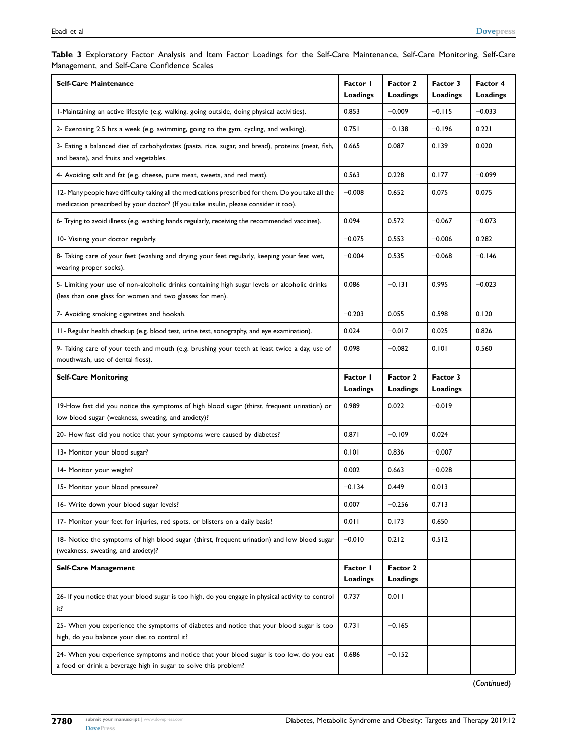**Table 3** Exploratory Factor Analysis and Item Factor Loadings for the Self-Care Maintenance, Self-Care Monitoring, Self-Care Management, and Self-Care Confidence Scales

| Self-Care Maintenance | Factor 1 Loadings | Factor 2 Loadings | Factor 3 Loadings | Factor 4 Loadings |
|---|---|---|---|---|
| 1-Maintaining an active lifestyle (e.g. walking, going outside, doing physical activities). | 0.853 | −0.009 | −0.115 | −0.033 |
| 2- Exercising 2.5 hrs a week (e.g. swimming, going to the gym, cycling, and walking). | 0.751 | −0.138 | −0.196 | 0.221 |
| 3- Eating a balanced diet of carbohydrates (pasta, rice, sugar, and bread), proteins (meat, fish, and beans), and fruits and vegetables. | 0.665 | 0.087 | 0.139 | 0.020 |
| 4- Avoiding salt and fat (e.g. cheese, pure meat, sweets, and red meat). | 0.563 | 0.228 | 0.177 | −0.099 |
| 12- Many people have difficulty taking all the medications prescribed for them. Do you take all the medication prescribed by your doctor? (If you take insulin, please consider it too). | −0.008 | 0.652 | 0.075 | 0.075 |
| 6- Trying to avoid illness (e.g. washing hands regularly, receiving the recommended vaccines). | 0.094 | 0.572 | −0.067 | −0.073 |
| 10- Visiting your doctor regularly. | −0.075 | 0.553 | −0.006 | 0.282 |
| 8- Taking care of your feet (washing and drying your feet regularly, keeping your feet wet, wearing proper socks). | −0.004 | 0.535 | −0.068 | −0.146 |
| 5- Limiting your use of non-alcoholic drinks containing high sugar levels or alcoholic drinks (less than one glass for women and two glasses for men). | 0.086 | −0.131 | 0.995 | −0.023 |
| 7- Avoiding smoking cigarettes and hookah. | −0.203 | 0.055 | 0.598 | 0.120 |
| 11- Regular health checkup (e.g. blood test, urine test, sonography, and eye examination). | 0.024 | −0.017 | 0.025 | 0.826 |
| 9- Taking care of your teeth and mouth (e.g. brushing your teeth at least twice a day, use of mouthwash, use of dental floss). | 0.098 | −0.082 | 0.101 | 0.560 |
| **Self-Care Monitoring** | **Factor 1 Loadings** | **Factor 2 Loadings** | **Factor 3 Loadings** | |
| 19-How fast did you notice the symptoms of high blood sugar (thirst, frequent urination) or low blood sugar (weakness, sweating, and anxiety)? | 0.989 | 0.022 | −0.019 | |
| 20- How fast did you notice that your symptoms were caused by diabetes? | 0.871 | −0.109 | 0.024 | |
| 13- Monitor your blood sugar? | 0.101 | 0.836 | −0.007 | |
| 14- Monitor your weight? | 0.002 | 0.663 | −0.028 | |
| 15- Monitor your blood pressure? | −0.134 | 0.449 | 0.013 | |
| 16- Write down your blood sugar levels? | 0.007 | −0.256 | 0.713 | |
| 17- Monitor your feet for injuries, red spots, or blisters on a daily basis? | 0.011 | 0.173 | 0.650 | |
| 18- Notice the symptoms of high blood sugar (thirst, frequent urination) and low blood sugar (weakness, sweating, and anxiety)? | −0.010 | 0.212 | 0.512 | |
| **Self-Care Management** | **Factor 1 Loadings** | **Factor 2 Loadings** | | |
| 26- If you notice that your blood sugar is too high, do you engage in physical activity to control it? | 0.737 | 0.011 | | |
| 25- When you experience the symptoms of diabetes and notice that your blood sugar is too high, do you balance your diet to control it? | 0.731 | −0.165 | | |
| 24- When you experience symptoms and notice that your blood sugar is too low, do you eat a food or drink a beverage high in sugar to solve this problem? | 0.686 | −0.152 | | |

(*Continued*)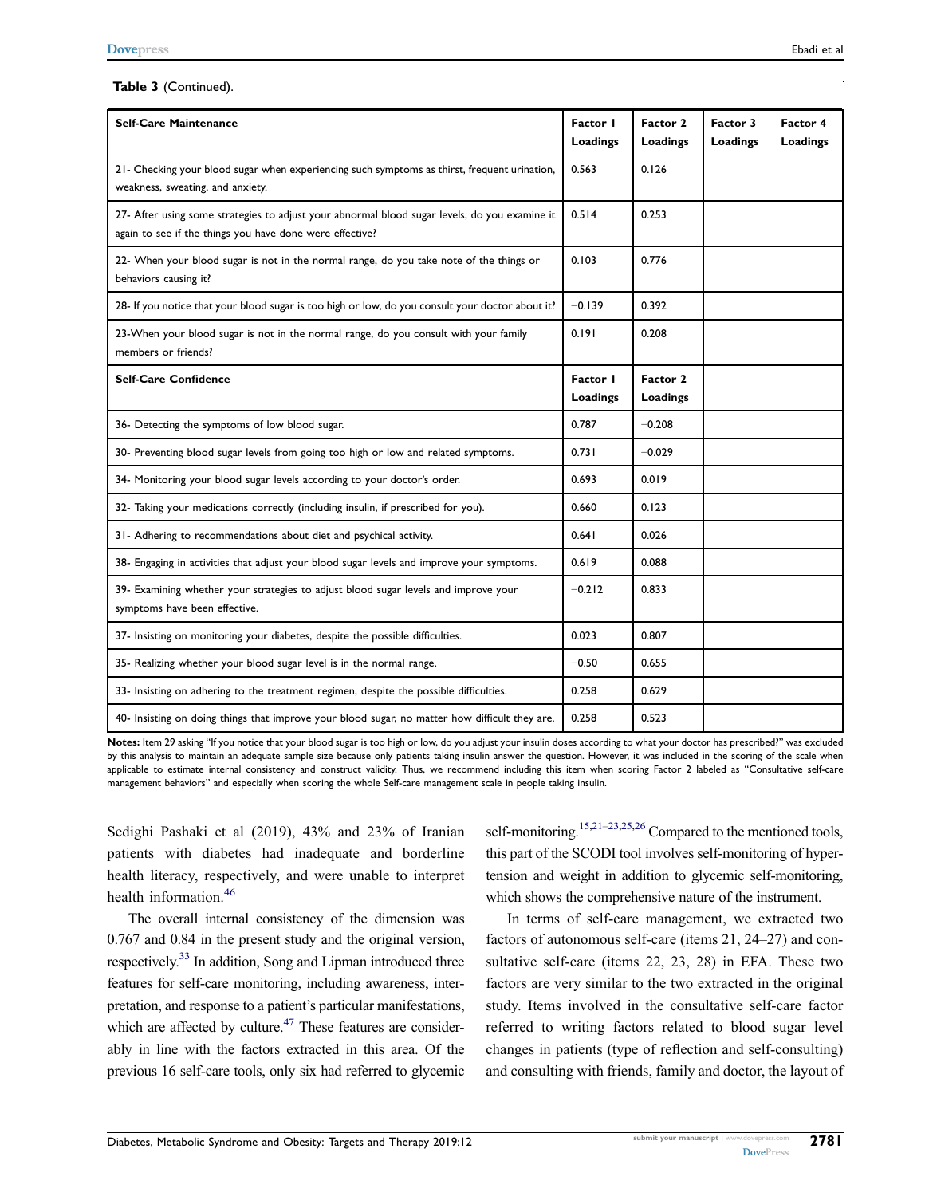**Table 3** (Continued).

| Self-Care Maintenance | Factor 1 Loadings | Factor 2 Loadings | Factor 3 Loadings | Factor 4 Loadings |
|---|---|---|---|---|
| 21- Checking your blood sugar when experiencing such symptoms as thirst, frequent urination, weakness, sweating, and anxiety. | 0.563 | 0.126 | | |
| 27- After using some strategies to adjust your abnormal blood sugar levels, do you examine it again to see if the things you have done were effective? | 0.514 | 0.253 | | |
| 22- When your blood sugar is not in the normal range, do you take note of the things or behaviors causing it? | 0.103 | 0.776 | | |
| 28- If you notice that your blood sugar is too high or low, do you consult your doctor about it? | −0.139 | 0.392 | | |
| 23-When your blood sugar is not in the normal range, do you consult with your family members or friends? | 0.191 | 0.208 | | |
| **Self-Care Confidence** | **Factor 1 Loadings** | **Factor 2 Loadings** | | |
| 36- Detecting the symptoms of low blood sugar. | 0.787 | −0.208 | | |
| 30- Preventing blood sugar levels from going too high or low and related symptoms. | 0.731 | −0.029 | | |
| 34- Monitoring your blood sugar levels according to your doctor's order. | 0.693 | 0.019 | | |
| 32- Taking your medications correctly (including insulin, if prescribed for you). | 0.660 | 0.123 | | |
| 31- Adhering to recommendations about diet and psychical activity. | 0.641 | 0.026 | | |
| 38- Engaging in activities that adjust your blood sugar levels and improve your symptoms. | 0.619 | 0.088 | | |
| 39- Examining whether your strategies to adjust blood sugar levels and improve your symptoms have been effective. | −0.212 | 0.833 | | |
| 37- Insisting on monitoring your diabetes, despite the possible difficulties. | 0.023 | 0.807 | | |
| 35- Realizing whether your blood sugar level is in the normal range. | −0.50 | 0.655 | | |
| 33- Insisting on adhering to the treatment regimen, despite the possible difficulties. | 0.258 | 0.629 | | |
| 40- Insisting on doing things that improve your blood sugar, no matter how difficult they are. | 0.258 | 0.523 | | |

**Notes:** Item 29 asking "If you notice that your blood sugar is too high or low, do you adjust your insulin doses according to what your doctor has prescribed?" was excluded by this analysis to maintain an adequate sample size because only patients taking insulin answer the question. However, it was included in the scoring of the scale when applicable to estimate internal consistency and construct validity. Thus, we recommend including this item when scoring Factor 2 labeled as "Consultative self-care management behaviors" and especially when scoring the whole Self-care management scale in people taking insulin.

Sedighi Pashaki et al (2019), 43% and 23% of Iranian patients with diabetes had inadequate and borderline health literacy, respectively, and were unable to interpret health information.[46]

The overall internal consistency of the dimension was 0.767 and 0.84 in the present study and the original version, respectively.[33] In addition, Song and Lipman introduced three features for self-care monitoring, including awareness, interpretation, and response to a patient's particular manifestations, which are affected by culture.[47] These features are considerably in line with the factors extracted in this area. Of the previous 16 self-care tools, only six had referred to glycemic self-monitoring.[15,21–23,25,26] Compared to the mentioned tools, this part of the SCODI tool involves self-monitoring of hypertension and weight in addition to glycemic self-monitoring, which shows the comprehensive nature of the instrument.

In terms of self-care management, we extracted two factors of autonomous self-care (items 21, 24–27) and consultative self-care (items 22, 23, 28) in EFA. These two factors are very similar to the two extracted in the original study. Items involved in the consultative self-care factor referred to writing factors related to blood sugar level changes in patients (type of reflection and self-consulting) and consulting with friends, family and doctor, the layout of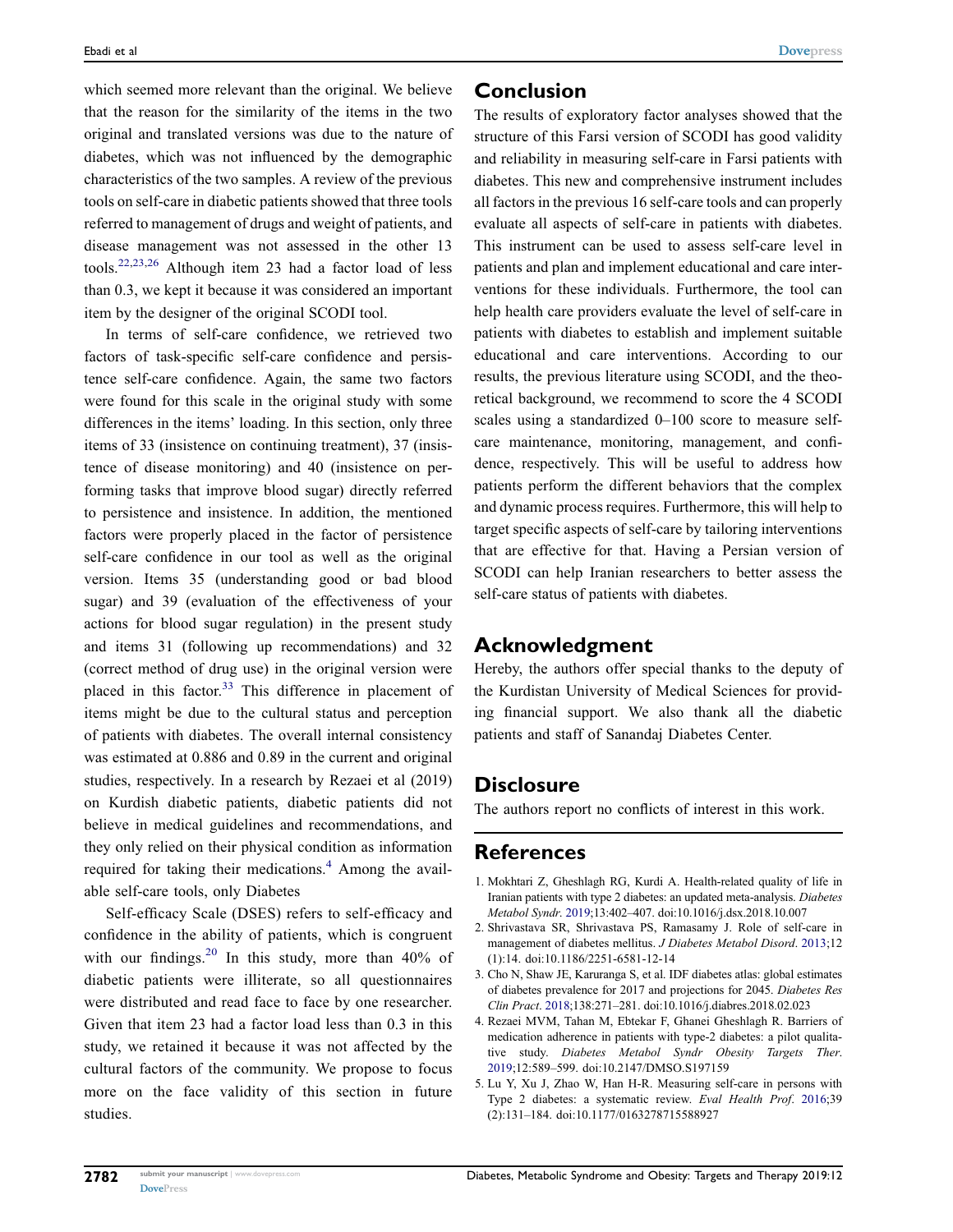which seemed more relevant than the original. We believe that the reason for the similarity of the items in the two original and translated versions was due to the nature of diabetes, which was not influenced by the demographic characteristics of the two samples. A review of the previous tools on self-care in diabetic patients showed that three tools referred to management of drugs and weight of patients, and disease management was not assessed in the other 13 tools.[22,23,26] Although item 23 had a factor load of less than 0.3, we kept it because it was considered an important item by the designer of the original SCODI tool.

In terms of self-care confidence, we retrieved two factors of task-specific self-care confidence and persistence self-care confidence. Again, the same two factors were found for this scale in the original study with some differences in the items' loading. In this section, only three items of 33 (insistence on continuing treatment), 37 (insistence of disease monitoring) and 40 (insistence on performing tasks that improve blood sugar) directly referred to persistence and insistence. In addition, the mentioned factors were properly placed in the factor of persistence self-care confidence in our tool as well as the original version. Items 35 (understanding good or bad blood sugar) and 39 (evaluation of the effectiveness of your actions for blood sugar regulation) in the present study and items 31 (following up recommendations) and 32 (correct method of drug use) in the original version were placed in this factor.[33] This difference in placement of items might be due to the cultural status and perception of patients with diabetes. The overall internal consistency was estimated at 0.886 and 0.89 in the current and original studies, respectively. In a research by Rezaei et al (2019) on Kurdish diabetic patients, diabetic patients did not believe in medical guidelines and recommendations, and they only relied on their physical condition as information required for taking their medications.[4] Among the available self-care tools, only Diabetes

Self-efficacy Scale (DSES) refers to self-efficacy and confidence in the ability of patients, which is congruent with our findings.[20] In this study, more than 40% of diabetic patients were illiterate, so all questionnaires were distributed and read face to face by one researcher. Given that item 23 had a factor load less than 0.3 in this study, we retained it because it was not affected by the cultural factors of the community. We propose to focus more on the face validity of this section in future studies.

## Conclusion

The results of exploratory factor analyses showed that the structure of this Farsi version of SCODI has good validity and reliability in measuring self-care in Farsi patients with diabetes. This new and comprehensive instrument includes all factors in the previous 16 self-care tools and can properly evaluate all aspects of self-care in patients with diabetes. This instrument can be used to assess self-care level in patients and plan and implement educational and care interventions for these individuals. Furthermore, the tool can help health care providers evaluate the level of self-care in patients with diabetes to establish and implement suitable educational and care interventions. According to our results, the previous literature using SCODI, and the theoretical background, we recommend to score the 4 SCODI scales using a standardized 0–100 score to measure self-care maintenance, monitoring, management, and confidence, respectively. This will be useful to address how patients perform the different behaviors that the complex and dynamic process requires. Furthermore, this will help to target specific aspects of self-care by tailoring interventions that are effective for that. Having a Persian version of SCODI can help Iranian researchers to better assess the self-care status of patients with diabetes.

## Acknowledgment

Hereby, the authors offer special thanks to the deputy of the Kurdistan University of Medical Sciences for providing financial support. We also thank all the diabetic patients and staff of Sanandaj Diabetes Center.

## Disclosure

The authors report no conflicts of interest in this work.

## References

1. Mokhtari Z, Gheshlagh RG, Kurdi A. Health-related quality of life in Iranian patients with type 2 diabetes: an updated meta-analysis. *Diabetes Metabol Syndr*. 2019;13:402–407. doi:10.1016/j.dsx.2018.10.007
2. Shrivastava SR, Shrivastava PS, Ramasamy J. Role of self-care in management of diabetes mellitus. *J Diabetes Metabol Disord*. 2013;12(1):14. doi:10.1186/2251-6581-12-14
3. Cho N, Shaw JE, Karuranga S, et al. IDF diabetes atlas: global estimates of diabetes prevalence for 2017 and projections for 2045. *Diabetes Res Clin Pract*. 2018;138:271–281. doi:10.1016/j.diabres.2018.02.023
4. Rezaei MVM, Tahan M, Ebtekar F, Ghanei Gheshlagh R. Barriers of medication adherence in patients with type-2 diabetes: a pilot qualitative study. *Diabetes Metabol Syndr Obesity Targets Ther*. 2019;12:589–599. doi:10.2147/DMSO.S197159
5. Lu Y, Xu J, Zhao W, Han H-R. Measuring self-care in persons with Type 2 diabetes: a systematic review. *Eval Health Prof*. 2016;39(2):131–184. doi:10.1177/0163278715588927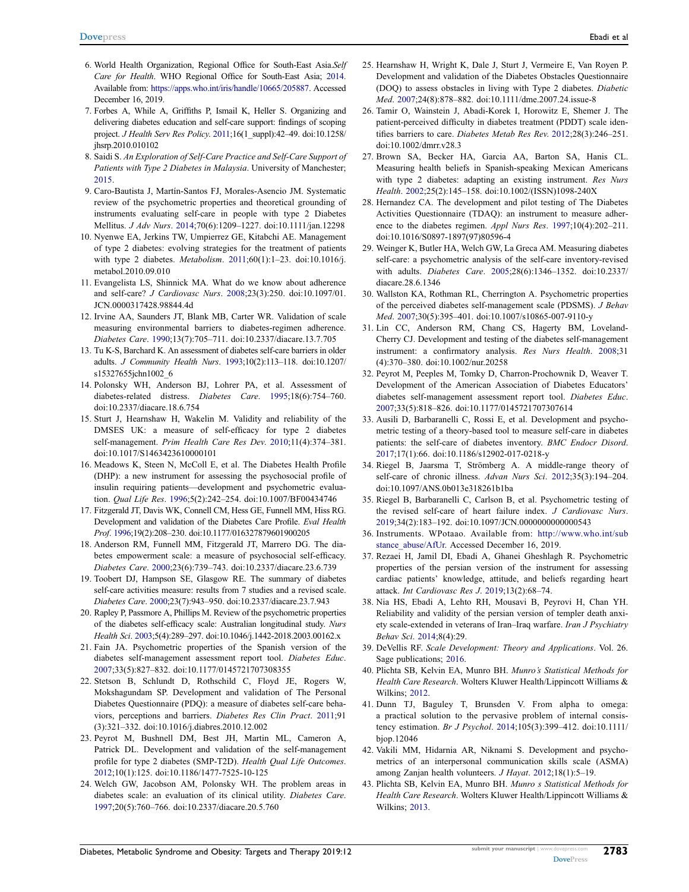6. World Health Organization, Regional Office for South-East Asia. *Self Care for Health*. WHO Regional Office for South-East Asia; 2014. Available from: https://apps.who.int/iris/handle/10665/205887. Accessed December 16, 2019.
7. Forbes A, While A, Griffiths P, Ismail K, Heller S. Organizing and delivering diabetes education and self-care support: findings of scoping project. *J Health Serv Res Policy*. 2011;16(1_suppl):42–49. doi:10.1258/jhsrp.2010.010102
8. Saidi S. *An Exploration of Self-Care Practice and Self-Care Support of Patients with Type 2 Diabetes in Malaysia*. University of Manchester; 2015.
9. Caro-Bautista J, Martín-Santos FJ, Morales-Asencio JM. Systematic review of the psychometric properties and theoretical grounding of instruments evaluating self-care in people with type 2 Diabetes Mellitus. *J Adv Nurs*. 2014;70(6):1209–1227. doi:10.1111/jan.12298
10. Nyenwe EA, Jerkins TW, Umpierrez GE, Kitabchi AE. Management of type 2 diabetes: evolving strategies for the treatment of patients with type 2 diabetes. *Metabolism*. 2011;60(1):1–23. doi:10.1016/j.metabol.2010.09.010
11. Evangelista LS, Shinnick MA. What do we know about adherence and self-care? *J Cardiovasc Nurs*. 2008;23(3):250. doi:10.1097/01.JCN.0000317428.98844.4d
12. Irvine AA, Saunders JT, Blank MB, Carter WR. Validation of scale measuring environmental barriers to diabetes-regimen adherence. *Diabetes Care*. 1990;13(7):705–711. doi:10.2337/diacare.13.7.705
13. Tu K-S, Barchard K. An assessment of diabetes self-care barriers in older adults. *J Community Health Nurs*. 1993;10(2):113–118. doi:10.1207/s15327655jchn1002_6
14. Polonsky WH, Anderson BJ, Lohrer PA, et al. Assessment of diabetes-related distress. *Diabetes Care*. 1995;18(6):754–760. doi:10.2337/diacare.18.6.754
15. Sturt J, Hearnshaw H, Wakelin M. Validity and reliability of the DMSES UK: a measure of self-efficacy for type 2 diabetes self-management. *Prim Health Care Res Dev*. 2010;11(4):374–381. doi:10.1017/S1463423610000101
16. Meadows K, Steen N, McColl E, et al. The Diabetes Health Profile (DHP): a new instrument for assessing the psychosocial profile of insulin requiring patients—development and psychometric evaluation. *Qual Life Res*. 1996;5(2):242–254. doi:10.1007/BF00434746
17. Fitzgerald JT, Davis WK, Connell CM, Hess GE, Funnell MM, Hiss RG. Development and validation of the Diabetes Care Profile. *Eval Health Prof*. 1996;19(2):208–230. doi:10.1177/016327879601900205
18. Anderson RM, Funnell MM, Fitzgerald JT, Marrero DG. The diabetes empowerment scale: a measure of psychosocial self-efficacy. *Diabetes Care*. 2000;23(6):739–743. doi:10.2337/diacare.23.6.739
19. Toobert DJ, Hampson SE, Glasgow RE. The summary of diabetes self-care activities measure: results from 7 studies and a revised scale. *Diabetes Care*. 2000;23(7):943–950. doi:10.2337/diacare.23.7.943
20. Rapley P, Passmore A, Phillips M. Review of the psychometric properties of the diabetes self-efficacy scale: Australian longitudinal study. *Nurs Health Sci*. 2003;5(4):289–297. doi:10.1046/j.1442-2018.2003.00162.x
21. Fain JA. Psychometric properties of the Spanish version of the diabetes self-management assessment report tool. *Diabetes Educ*. 2007;33(5):827–832. doi:10.1177/0145721707308355
22. Stetson B, Schlundt D, Rothschild C, Floyd JE, Rogers W, Mokshagundam SP. Development and validation of The Personal Diabetes Questionnaire (PDQ): a measure of diabetes self-care behaviors, perceptions and barriers. *Diabetes Res Clin Pract*. 2011;91(3):321–332. doi:10.1016/j.diabres.2010.12.002
23. Peyrot M, Bushnell DM, Best JH, Martin ML, Cameron A, Patrick DL. Development and validation of the self-management profile for type 2 diabetes (SMP-T2D). *Health Qual Life Outcomes*. 2012;10(1):125. doi:10.1186/1477-7525-10-125
24. Welch GW, Jacobson AM, Polonsky WH. The problem areas in diabetes scale: an evaluation of its clinical utility. *Diabetes Care*. 1997;20(5):760–766. doi:10.2337/diacare.20.5.760
25. Hearnshaw H, Wright K, Dale J, Sturt J, Vermeire E, Van Royen P. Development and validation of the Diabetes Obstacles Questionnaire (DOQ) to assess obstacles in living with Type 2 diabetes. *Diabetic Med*. 2007;24(8):878–882. doi:10.1111/dme.2007.24.issue-8
26. Tamir O, Wainstein J, Abadi-Korek I, Horowitz E, Shemer J. The patient-perceived difficulty in diabetes treatment (PDDT) scale identifies barriers to care. *Diabetes Metab Res Rev*. 2012;28(3):246–251. doi:10.1002/dmrr.v28.3
27. Brown SA, Becker HA, Garcia AA, Barton SA, Hanis CL. Measuring health beliefs in Spanish-speaking Mexican Americans with type 2 diabetes: adapting an existing instrument. *Res Nurs Health*. 2002;25(2):145–158. doi:10.1002/(ISSN)1098-240X
28. Hernandez CA. The development and pilot testing of The Diabetes Activities Questionnaire (TDAQ): an instrument to measure adherence to the diabetes regimen. *Appl Nurs Res*. 1997;10(4):202–211. doi:10.1016/S0897-1897(97)80596-4
29. Weinger K, Butler HA, Welch GW, La Greca AM. Measuring diabetes self-care: a psychometric analysis of the self-care inventory-revised with adults. *Diabetes Care*. 2005;28(6):1346–1352. doi:10.2337/diacare.28.6.1346
30. Wallston KA, Rothman RL, Cherrington A. Psychometric properties of the perceived diabetes self-management scale (PDSMS). *J Behav Med*. 2007;30(5):395–401. doi:10.1007/s10865-007-9110-y
31. Lin CC, Anderson RM, Chang CS, Hagerty BM, Loveland-Cherry CJ. Development and testing of the diabetes self-management instrument: a confirmatory analysis. *Res Nurs Health*. 2008;31(4):370–380. doi:10.1002/nur.20258
32. Peyrot M, Peeples M, Tomky D, Charron-Prochownik D, Weaver T. Development of the American Association of Diabetes Educators' diabetes self-management assessment report tool. *Diabetes Educ*. 2007;33(5):818–826. doi:10.1177/0145721707307614
33. Ausili D, Barbaranelli C, Rossi E, et al. Development and psychometric testing of a theory-based tool to measure self-care in diabetes patients: the self-care of diabetes inventory. *BMC Endocr Disord*. 2017;17(1):66. doi:10.1186/s12902-017-0218-y
34. Riegel B, Jaarsma T, Strömberg A. A middle-range theory of self-care of chronic illness. *Advan Nurs Sci*. 2012;35(3):194–204. doi:10.1097/ANS.0b013e318261b1ba
35. Riegel B, Barbaranelli C, Carlson B, et al. Psychometric testing of the revised self-care of heart failure index. *J Cardiovasc Nurs*. 2019;34(2):183–192. doi:10.1097/JCN.0000000000000543
36. Instruments. WPotaao. Available from: http://www.who.int/substance_abuse/AfUr. Accessed December 16, 2019.
37. Rezaei H, Jamil DI, Ebadi A, Ghanei Gheshlagh R. Psychometric properties of the persian version of the instrument for assessing cardiac patients' knowledge, attitude, and beliefs regarding heart attack. *Int Cardiovasc Res J*. 2019;13(2):68–74.
38. Nia HS, Ebadi A, Lehto RH, Mousavi B, Peyrovi H, Chan YH. Reliability and validity of the persian version of templer death anxiety scale-extended in veterans of Iran–Iraq warfare. *Iran J Psychiatry Behav Sci*. 2014;8(4):29.
39. DeVellis RF. *Scale Development: Theory and Applications*. Vol. 26. Sage publications; 2016.
40. Plichta SB, Kelvin EA, Munro BH. *Munro's Statistical Methods for Health Care Research*. Wolters Kluwer Health/Lippincott Williams & Wilkins; 2012.
41. Dunn TJ, Baguley T, Brunsden V. From alpha to omega: a practical solution to the pervasive problem of internal consistency estimation. *Br J Psychol*. 2014;105(3):399–412. doi:10.1111/bjop.12046
42. Vakili MM, Hidarnia AR, Niknami S. Development and psychometrics of an interpersonal communication skills scale (ASMA) among Zanjan health volunteers. *J Hayat*. 2012;18(1):5–19.
43. Plichta SB, Kelvin EA, Munro BH. *Munro s Statistical Methods for Health Care Research*. Wolters Kluwer Health/Lippincott Williams & Wilkins; 2013.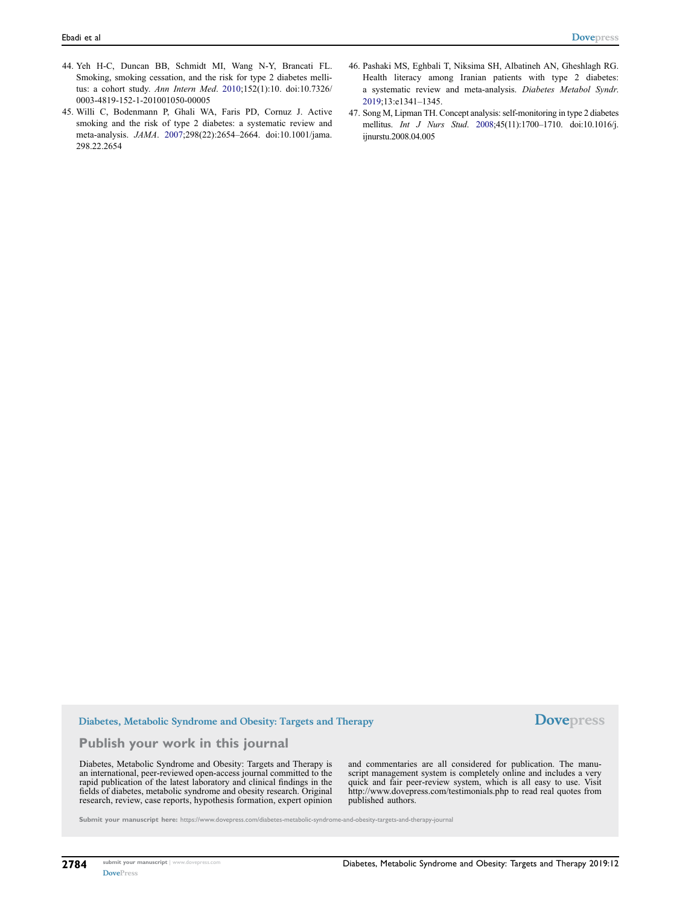44. Yeh H-C, Duncan BB, Schmidt MI, Wang N-Y, Brancati FL. Smoking, smoking cessation, and the risk for type 2 diabetes mellitus: a cohort study. *Ann Intern Med*. 2010;152(1):10. doi:10.7326/0003-4819-152-1-201001050-00005
45. Willi C, Bodenmann P, Ghali WA, Faris PD, Cornuz J. Active smoking and the risk of type 2 diabetes: a systematic review and meta-analysis. *JAMA*. 2007;298(22):2654–2664. doi:10.1001/jama.298.22.2654
46. Pashaki MS, Eghbali T, Niksima SH, Albatineh AN, Gheshlagh RG. Health literacy among Iranian patients with type 2 diabetes: a systematic review and meta-analysis. *Diabetes Metabol Syndr*. 2019;13:e1341–1345.
47. Song M, Lipman TH. Concept analysis: self-monitoring in type 2 diabetes mellitus. *Int J Nurs Stud*. 2008;45(11):1700–1710. doi:10.1016/j.ijnurstu.2008.04.005

**Diabetes, Metabolic Syndrome and Obesity: Targets and Therapy**

## Publish your work in this journal

Diabetes, Metabolic Syndrome and Obesity: Targets and Therapy is an international, peer-reviewed open-access journal committed to the rapid publication of the latest laboratory and clinical findings in the fields of diabetes, metabolic syndrome and obesity research. Original research, review, case reports, hypothesis formation, expert opinion and commentaries are all considered for publication. The manuscript management system is completely online and includes a very quick and fair peer-review system, which is all easy to use. Visit http://www.dovepress.com/testimonials.php to read real quotes from published authors.

**Submit your manuscript here:** https://www.dovepress.com/diabetes-metabolic-syndrome-and-obesity-targets-and-therapy-journal